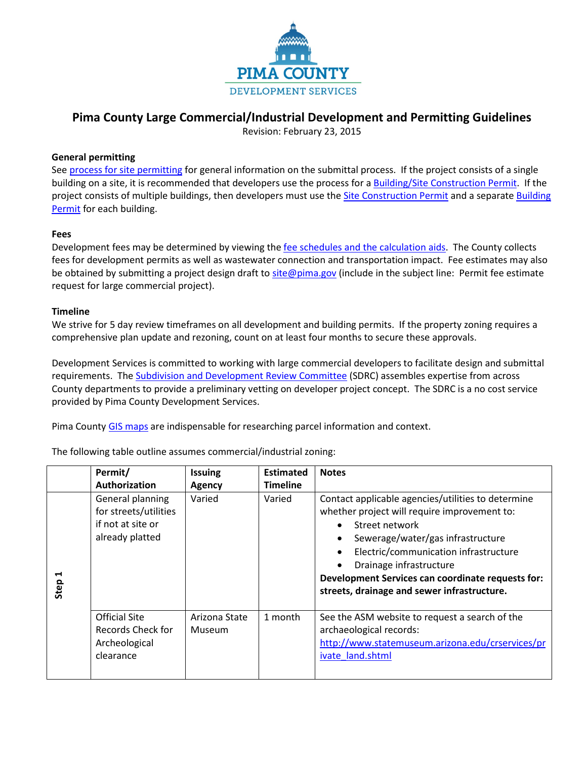PIMA COUNTY

DEVELOPMENT SERVICES

# Pima County Large Commercial/Industrial Development and Permitting Guidelines

Revision: February 23, 2015

### General permitting

See process for site permitting for general information on the submittal process. If the project consists of a single building on a site, it is recommended that developers use the process for a Building/Site Construction Permit. If the project consists of multiple buildings, then developers must use the Site Construction Permit and a separate Building Permit for each building.

### Fees

Development fees may be determined by viewing the fee schedules and the calculation aids. The County collects fees for development permits as well as wastewater connection and transportation impact. Fee estimates may also be obtained by submitting a project design draft to site@pima.gov (include in the subject line: Permit fee estimate request for large commercial project).

### Timeline

We strive for 5 day review timeframes on all development and building permits. If the property zoning requires a comprehensive plan update and rezoning, count on at least four months to secure these approvals.

Development Services is committed to working with large commercial developers to facilitate design and submittal requirements. The Subdivision and Development Review Committee (SDRC) assembles expertise from across County departments to provide a preliminary vetting on developer project concept. The SDRC is a no cost service provided by Pima County Development Services.

Pima County GIS maps are indispensable for researching parcel information and context.

The following table outline assumes commercial/industrial zoning:

| | Permit/ Authorization | Issuing Agency | Estimated Timeline | Notes |
|---|---|---|---|---|
| Step 1 | General planning for streets/utilities if not at site or already platted | Varied | Varied | Contact applicable agencies/utilities to determine whether project will require improvement to:<br>• Street network<br>• Sewerage/water/gas infrastructure<br>• Electric/communication infrastructure<br>• Drainage infrastructure<br>**Development Services can coordinate requests for: streets, drainage and sewer infrastructure.** |
| | Official Site Records Check for Archeological clearance | Arizona State Museum | 1 month | See the ASM website to request a search of the archaeological records: http://www.statemuseum.arizona.edu/crservices/private_land.shtml |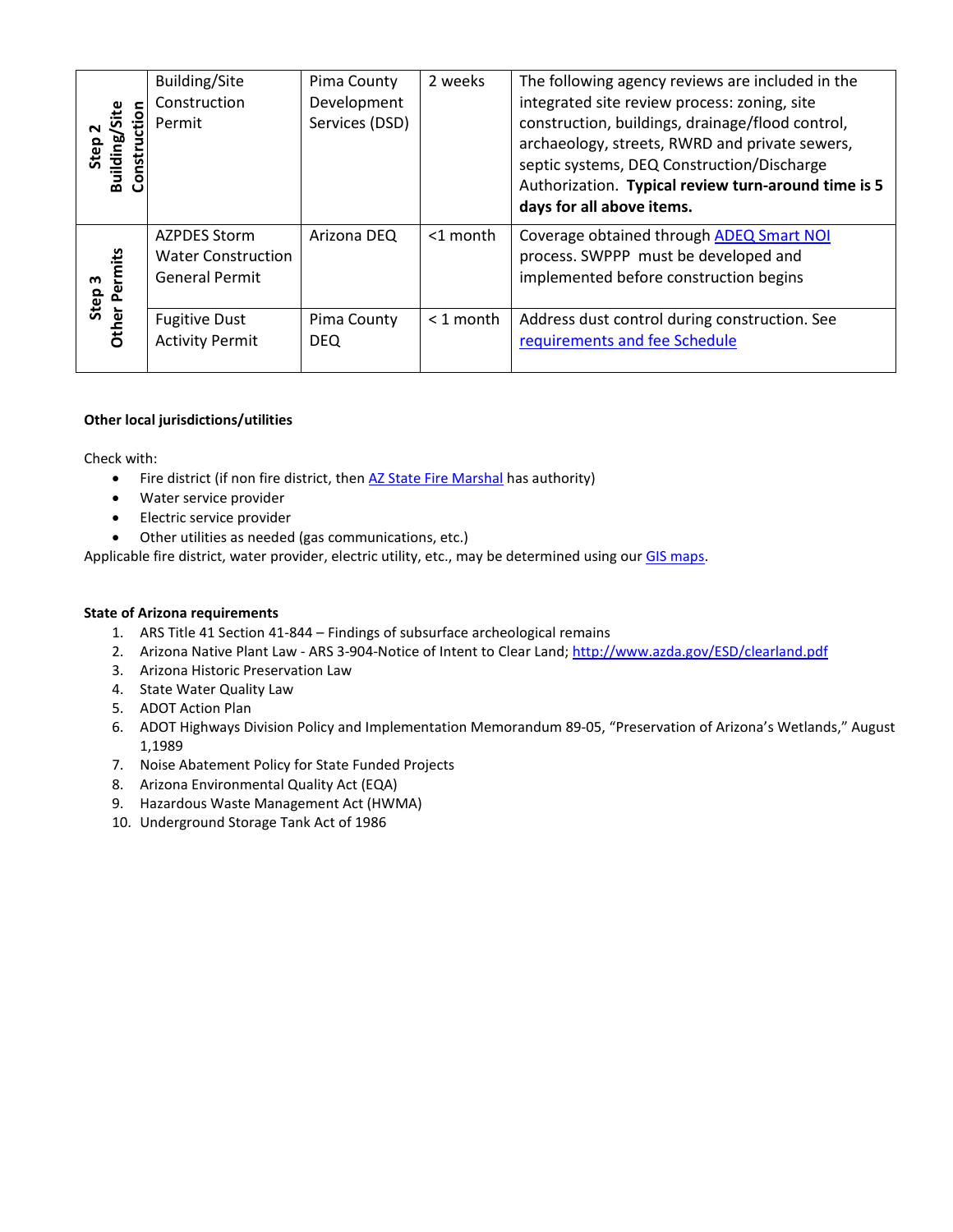| | | | | |
|---|---|---|---|---|
| **Step 2 Building/Site Construction** | Building/Site Construction Permit | Pima County Development Services (DSD) | 2 weeks | The following agency reviews are included in the integrated site review process: zoning, site construction, buildings, drainage/flood control, archaeology, streets, RWRD and private sewers, septic systems, DEQ Construction/Discharge Authorization. **Typical review turn-around time is 5 days for all above items.** |
| **Step 3 Other Permits** | AZPDES Storm Water Construction General Permit | Arizona DEQ | <1 month | Coverage obtained through ADEQ Smart NOI process. SWPPP must be developed and implemented before construction begins |
| | Fugitive Dust Activity Permit | Pima County DEQ | < 1 month | Address dust control during construction. See requirements and fee Schedule |

**Other local jurisdictions/utilities**

Check with:

- Fire district (if non fire district, then AZ State Fire Marshal has authority)
- Water service provider
- Electric service provider
- Other utilities as needed (gas communications, etc.)

Applicable fire district, water provider, electric utility, etc., may be determined using our GIS maps.

**State of Arizona requirements**

1. ARS Title 41 Section 41-844 – Findings of subsurface archeological remains
2. Arizona Native Plant Law - ARS 3-904-Notice of Intent to Clear Land; http://www.azda.gov/ESD/clearland.pdf
3. Arizona Historic Preservation Law
4. State Water Quality Law
5. ADOT Action Plan
6. ADOT Highways Division Policy and Implementation Memorandum 89-05, "Preservation of Arizona's Wetlands," August 1,1989
7. Noise Abatement Policy for State Funded Projects
8. Arizona Environmental Quality Act (EQA)
9. Hazardous Waste Management Act (HWMA)
10. Underground Storage Tank Act of 1986